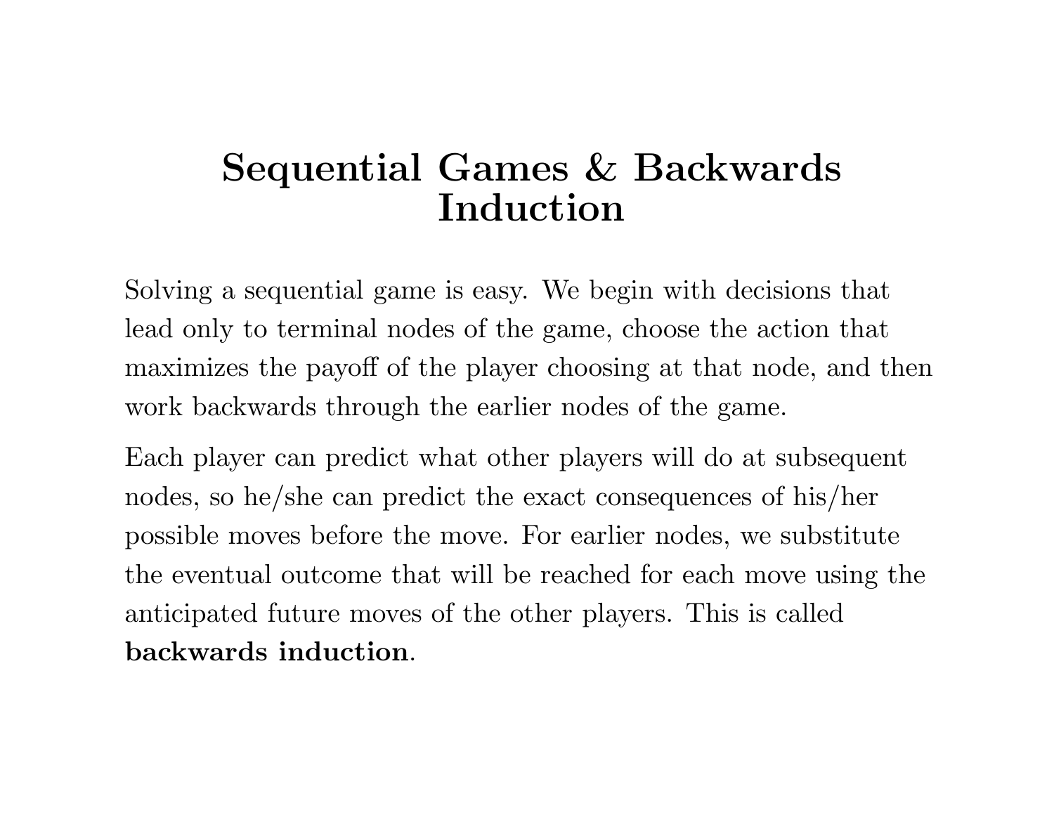# Sequential Games & Backwards Induction

Solving a sequential game is easy. We begin with decisions that lead only to terminal nodes of the game, choose the action that maximizes the payoff of the player choosing at that node, and then work backwards through the earlier nodes of the game.

Each player can predict what other players will do at subsequent nodes, so he/she can predict the exact consequences of his/her possible moves before the move. For earlier nodes, we substitute the eventual outcome that will be reached for each move using the anticipated future moves of the other players. This is called **backwards induction**.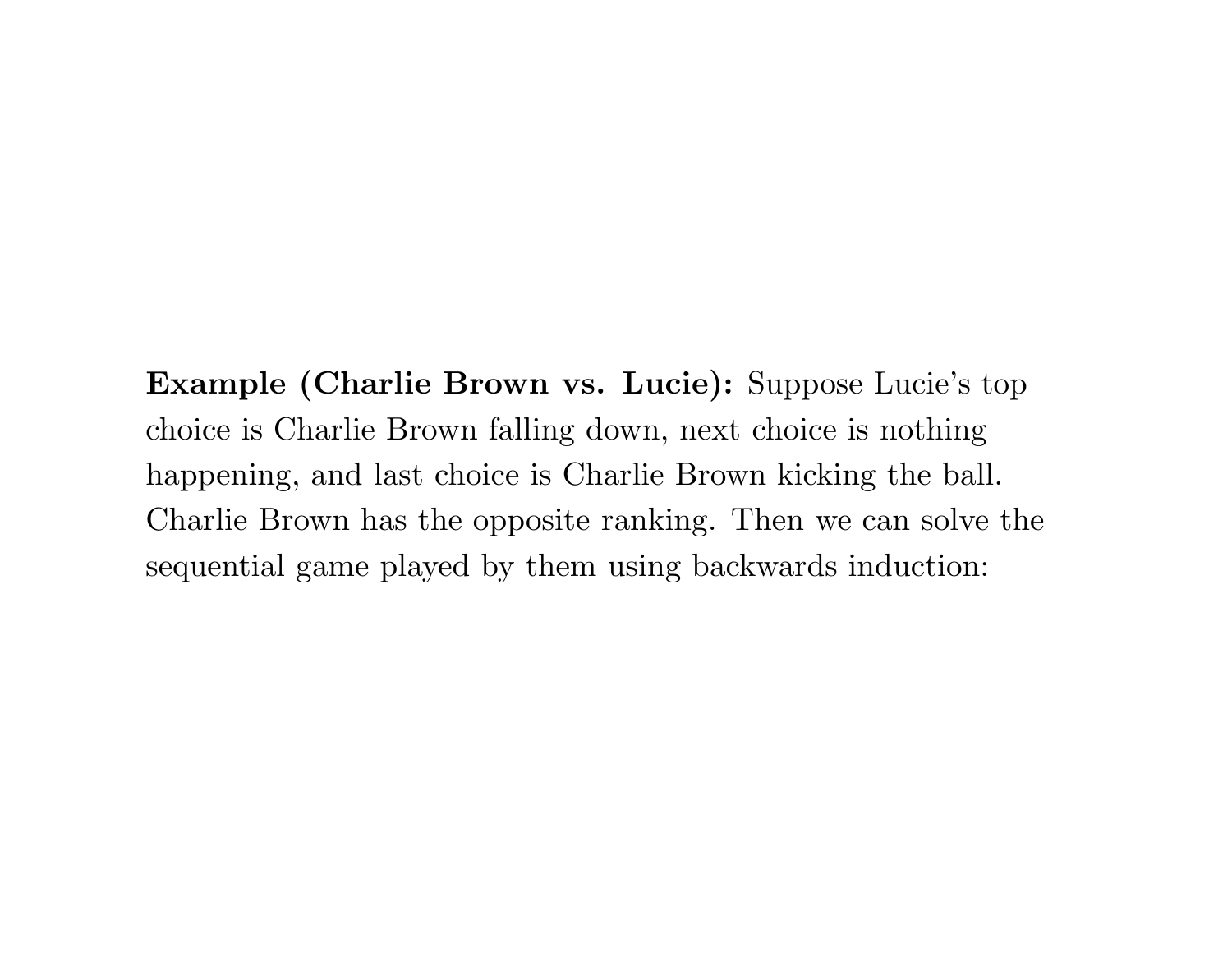**Example (Charlie Brown vs. Lucie):** Suppose Lucie's top choice is Charlie Brown falling down, next choice is nothing happening, and last choice is Charlie Brown kicking the ball. Charlie Brown has the opposite ranking. Then we can solve the sequential game played by them using backwards induction: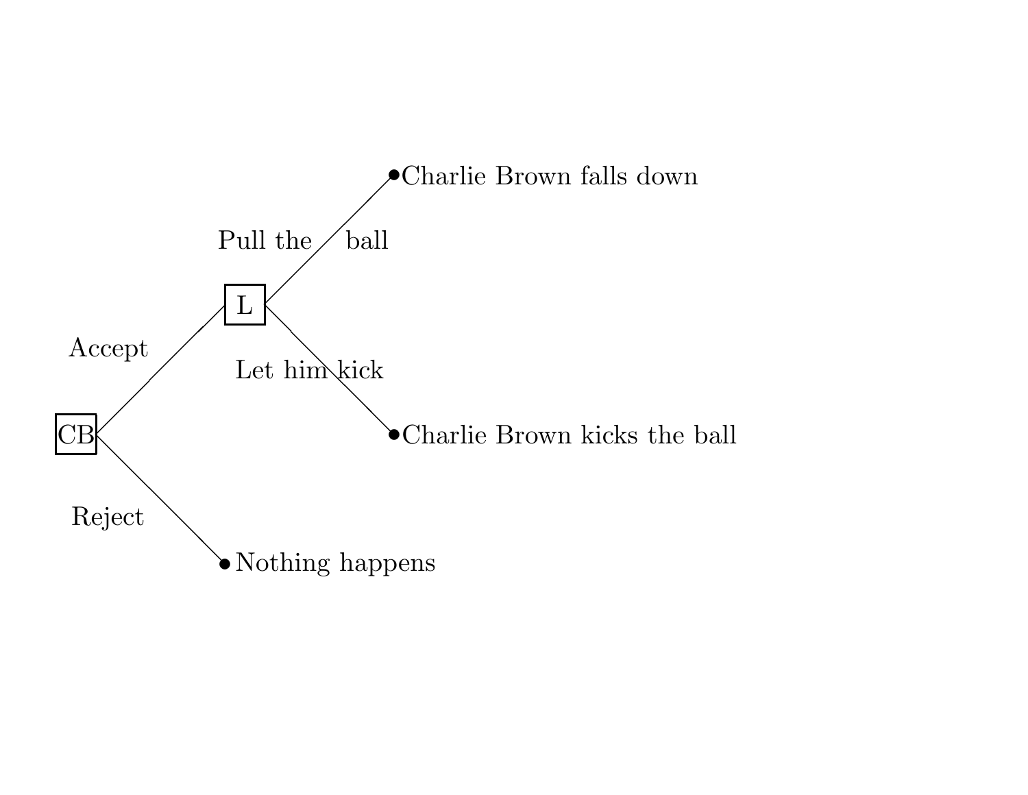CB

Accept

Reject

L

Pull the ball

Let him kick

Charlie Brown falls down

Charlie Brown kicks the ball

Nothing happens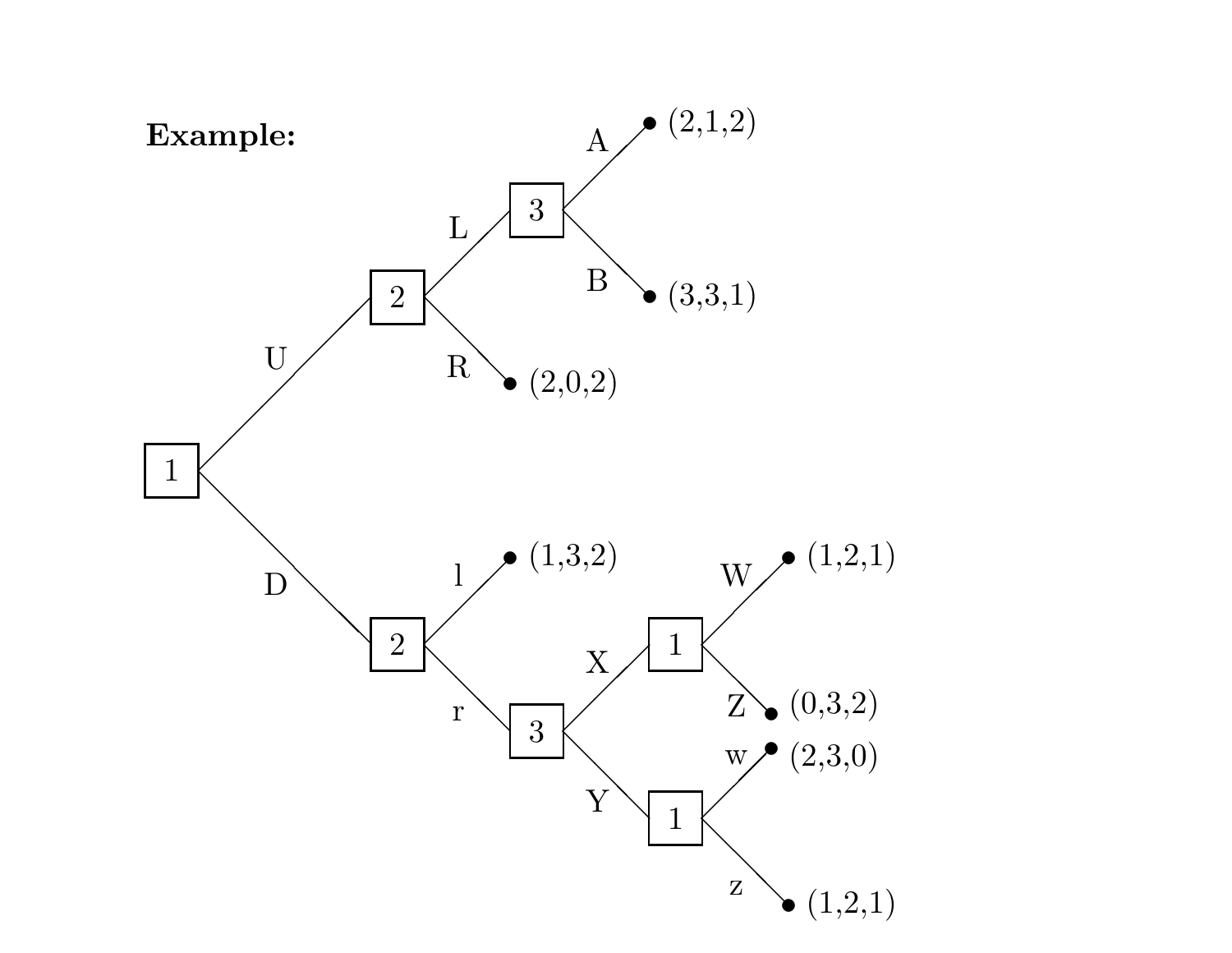**Example:**

- 1
  - U → 2
    - L → 3
      - A → (2,1,2)
      - B → (3,3,1)
    - R → (2,0,2)
  - D → 2
    - l → (1,3,2)
    - r → 3
      - X → 1
        - W → (1,2,1)
        - Z → (0,3,2)
      - Y → 1
        - w → (2,3,0)
        - z → (1,2,1)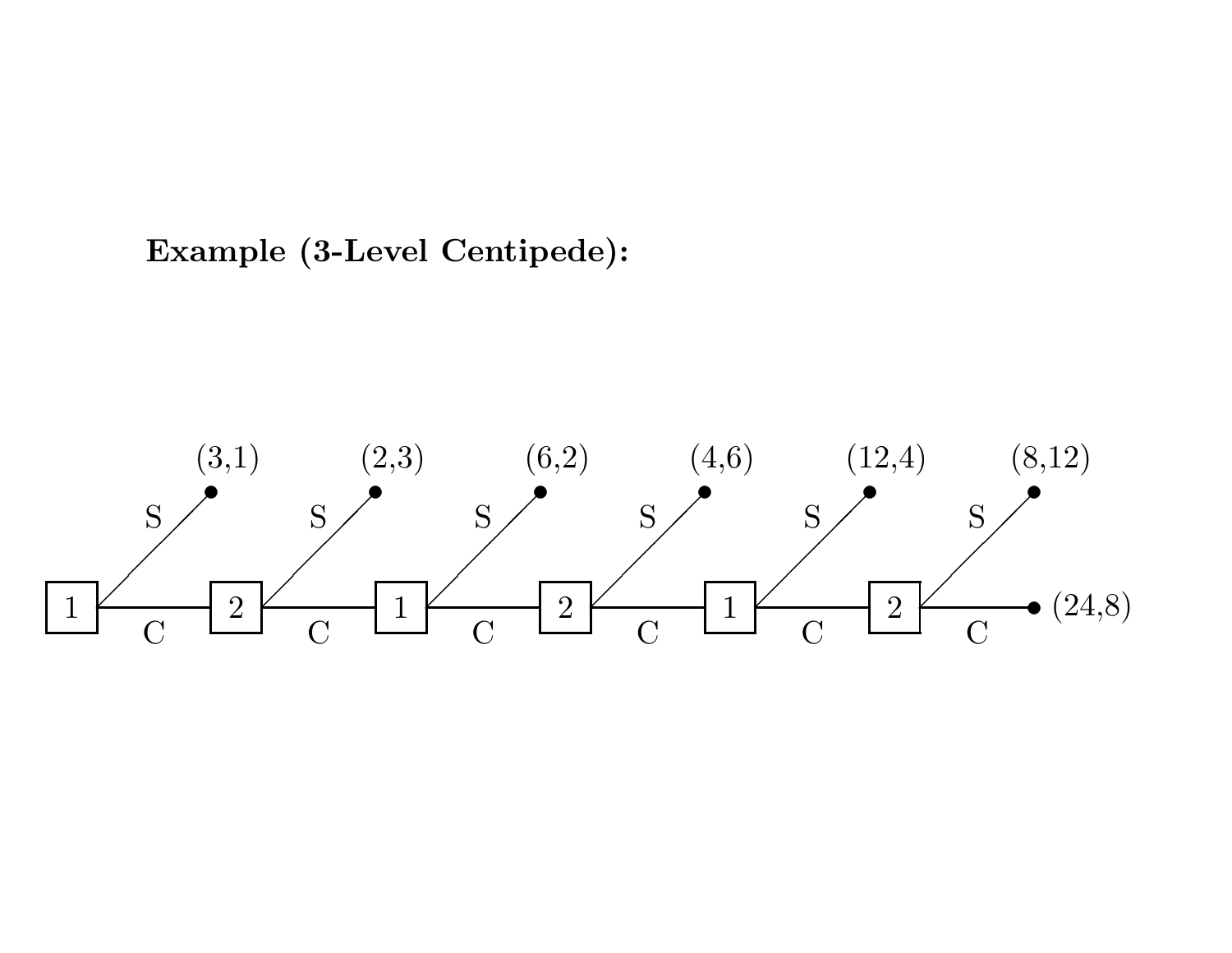**Example (3-Level Centipede):**

| Node | Player | S payoff | C leads to |
|---|---|---|---|
| 1 | 1 | (3,1) | Node 2 |
| 2 | 2 | (2,3) | Node 3 |
| 3 | 1 | (6,2) | Node 4 |
| 4 | 2 | (4,6) | Node 5 |
| 5 | 1 | (12,4) | Node 6 |
| 6 | 2 | (8,12) | (24,8) |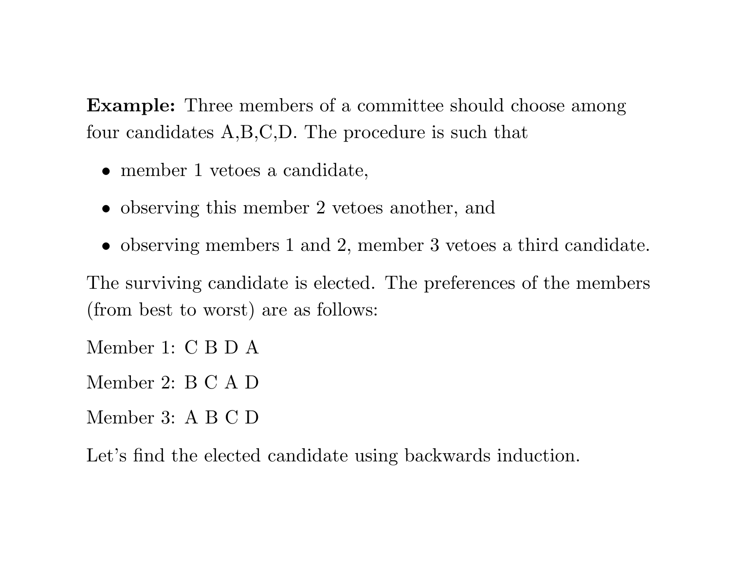**Example:** Three members of a committee should choose among four candidates A,B,C,D. The procedure is such that

- member 1 vetoes a candidate,
- observing this member 2 vetoes another, and
- observing members 1 and 2, member 3 vetoes a third candidate.

The surviving candidate is elected. The preferences of the members (from best to worst) are as follows:

Member 1: C B D A

Member 2: B C A D

Member 3: A B C D

Let's find the elected candidate using backwards induction.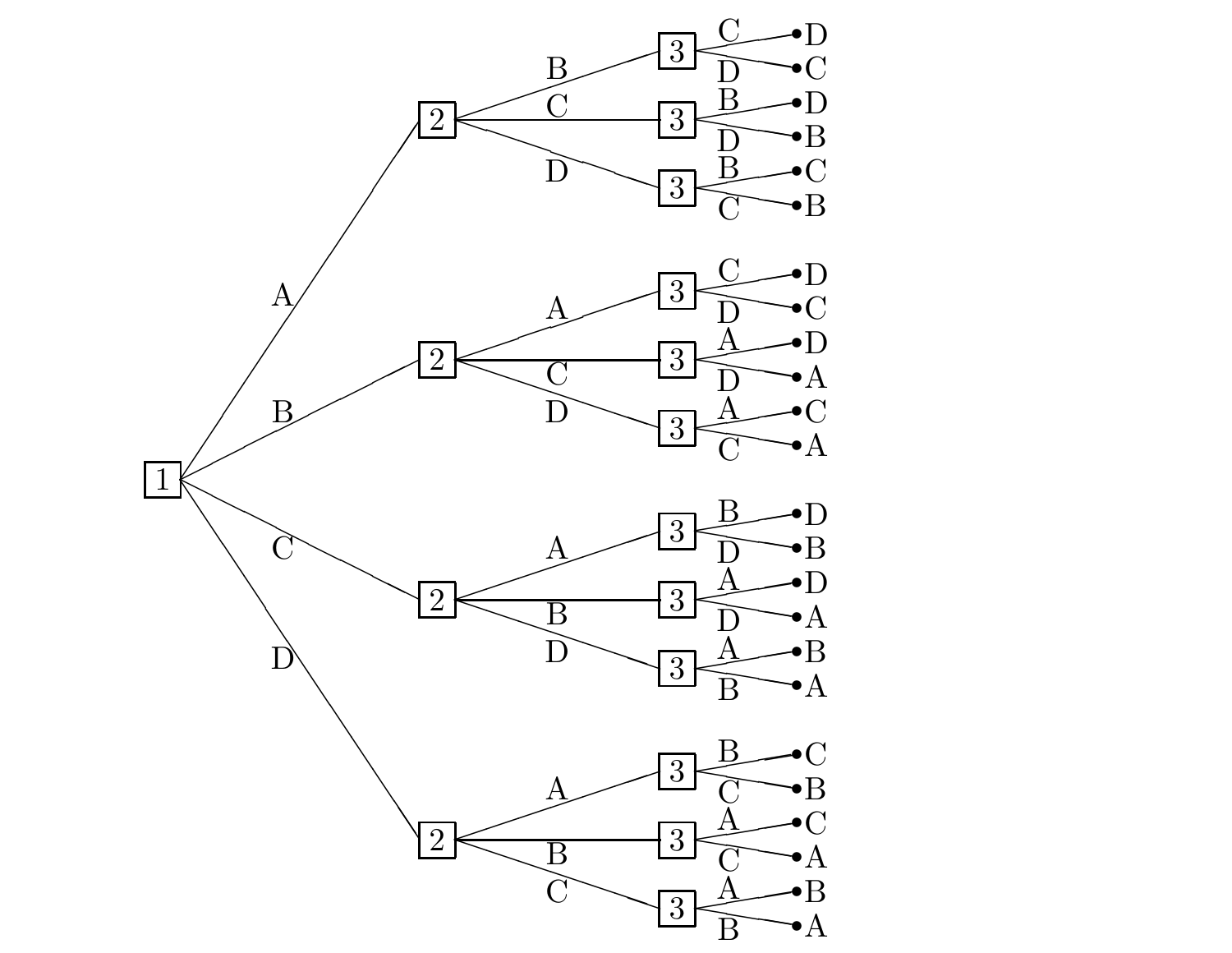- 1
  - A → 2
    - B → 3
      - C → D
      - D → C
    - C → 3
      - B → D
      - D → B
    - D → 3
      - B → C
      - C → B
  - B → 2
    - A → 3
      - C → D
      - D → C
    - C → 3
      - A → D
      - D → A
    - D → 3
      - A → C
      - C → A
  - C → 2
    - A → 3
      - B → D
      - D → B
    - B → 3
      - A → D
      - D → A
    - D → 3
      - A → B
      - B → A
  - D → 2
    - A → 3
      - B → C
      - C → B
    - B → 3
      - A → C
      - C → A
    - C → 3
      - A → B
      - B → A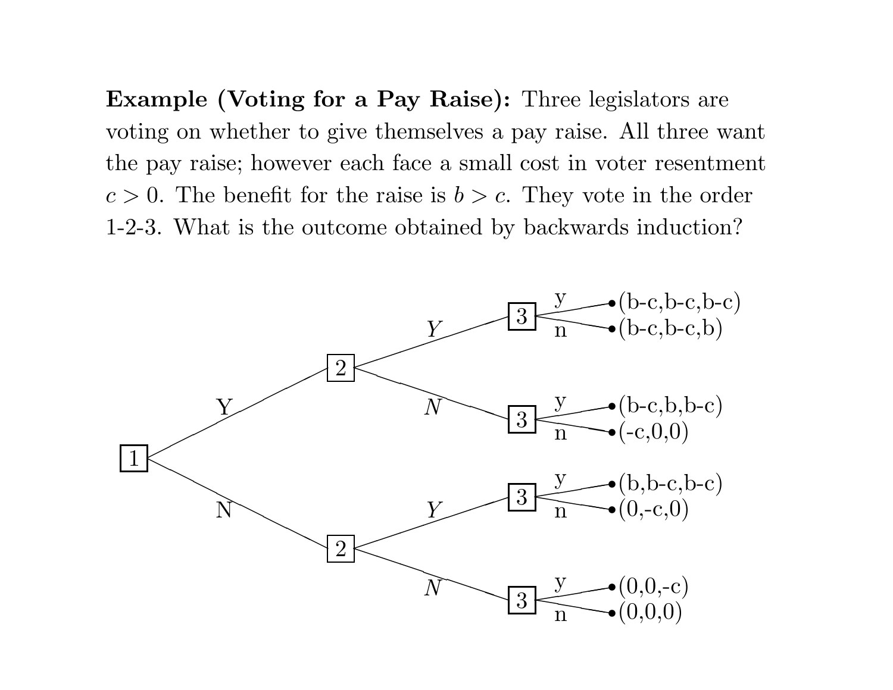**Example (Voting for a Pay Raise):** Three legislators are voting on whether to give themselves a pay raise. All three want the pay raise; however each face a small cost in voter resentment $c > 0$. The benefit for the raise is $b > c$. They vote in the order 1-2-3. What is the outcome obtained by backwards induction?

| Player 1 | Player 2 | Player 3 | Payoffs |
|---|---|---|---|
| Y | $Y$ | y | (b-c,b-c,b-c) |
| Y | $Y$ | n | (b-c,b-c,b) |
| Y | $N$ | y | (b-c,b,b-c) |
| Y | $N$ | n | (-c,0,0) |
| N | $Y$ | y | (b,b-c,b-c) |
| N | $Y$ | n | (0,-c,0) |
| N | $N$ | y | (0,0,-c) |
| N | $N$ | n | (0,0,0) |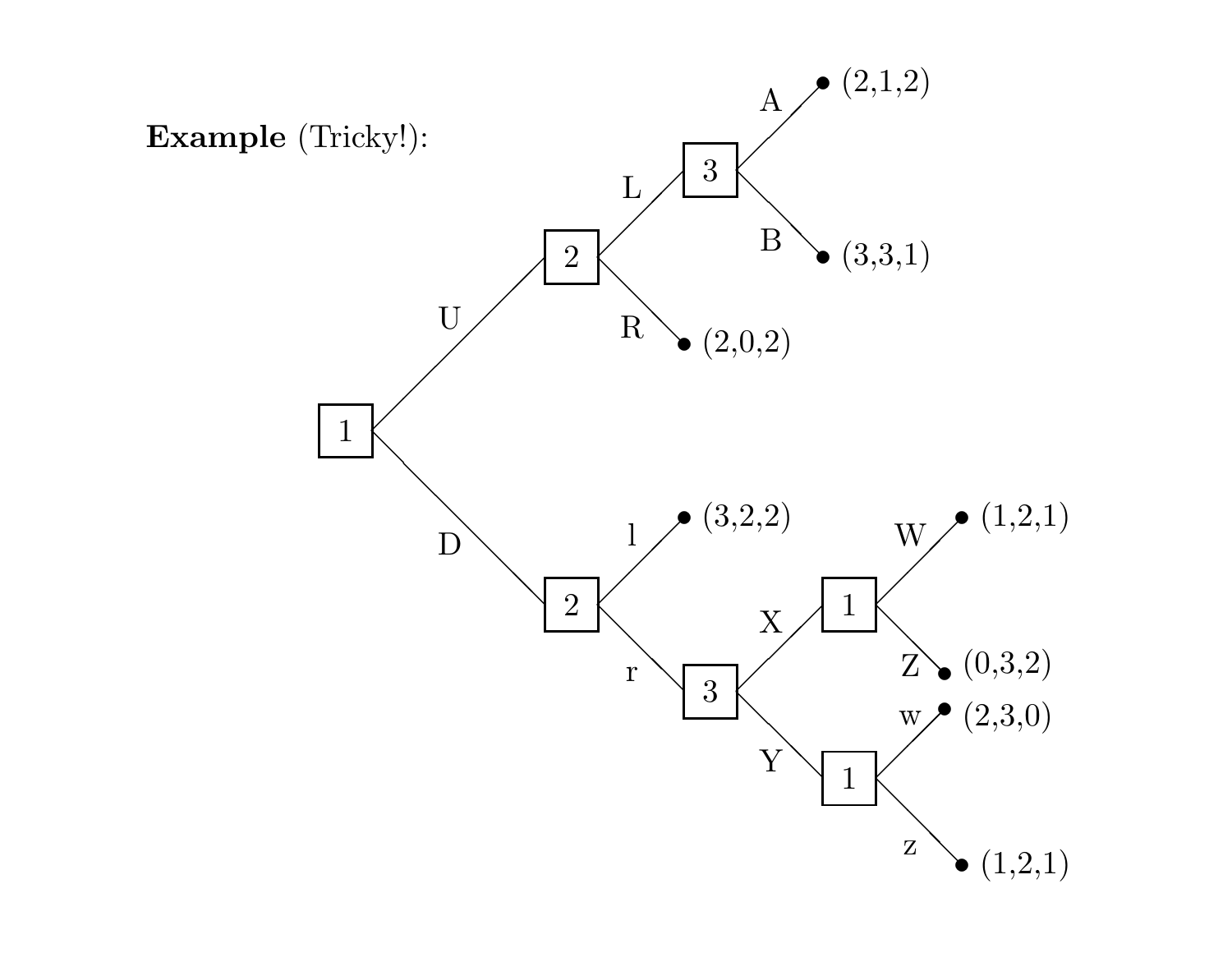**Example** (Tricky!):

1
U
D
2
L
R
3
A
B
(2,1,2)
(3,3,1)
(2,0,2)
2
l
r
(3,2,2)
3
X
Y
1
W
Z
(1,2,1)
(0,3,2)
1
w
z
(2,3,0)
(1,2,1)